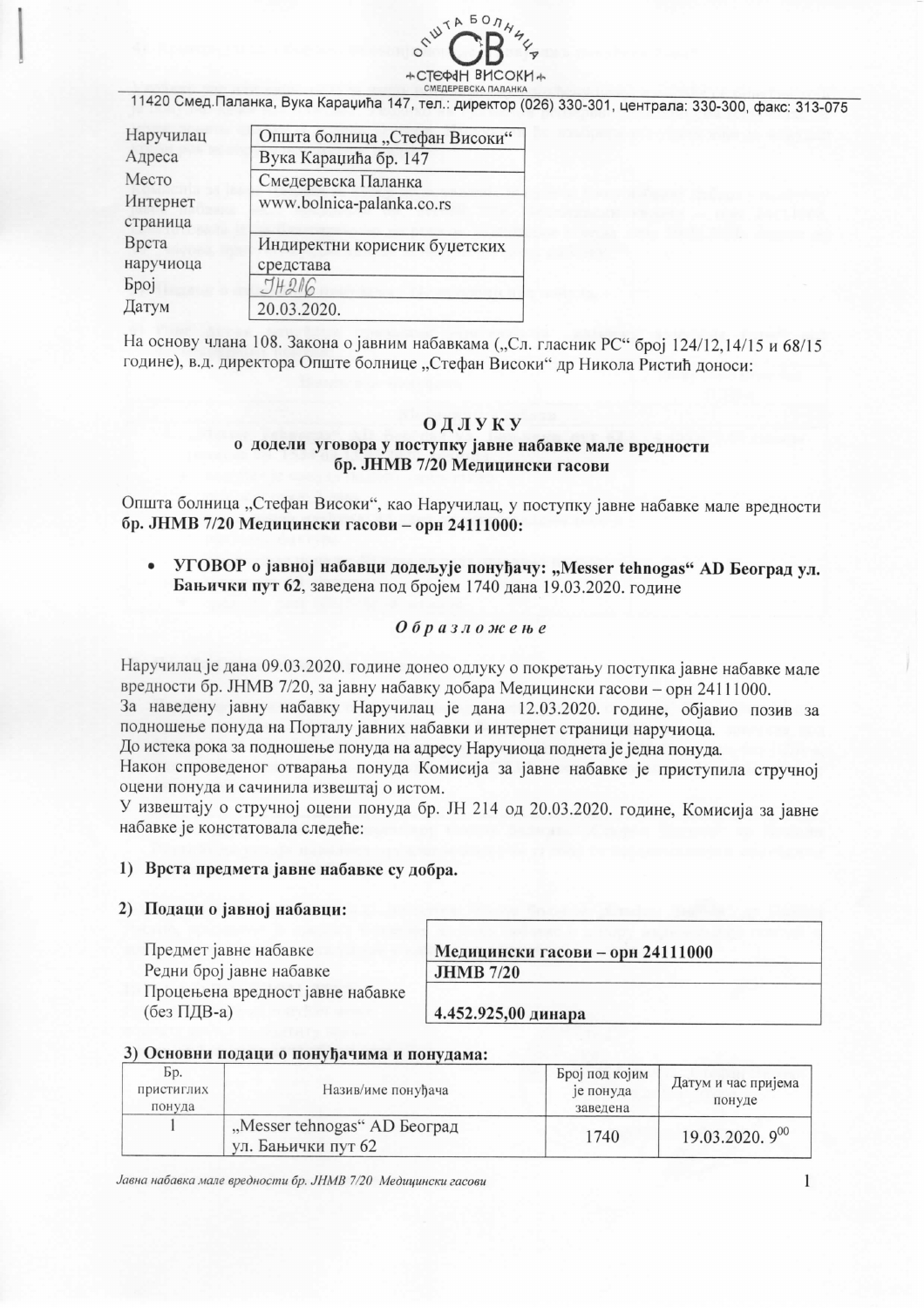Општа болница „Стефан Високи“ Смедеревска Паланка

11420 Смед.Паланка, Вука Караџића 147, тел.: директор (026) 330-301, централа: 330-300, факс: 313-075

| Наручилац | Општа болница „Стефан Високи“ |
|---|---|
| Адреса | Вука Караџића бр. 147 |
| Место | Смедеревска Паланка |
| Интернет страница | www.bolnica-palanka.co.rs |
| Врста наручиоца | Индиректни корисник буџетских средстава |
| Број | ЈН216 |
| Датум | 20.03.2020. |

На основу члана 108. Закона о јавним набавкама („Сл. гласник РС“ број 124/12,14/15 и 68/15 године), в.д. директора Опште болнице „Стефан Високи“ др Никола Ристић доноси:

# ОДЛУКУ
## о додели уговора у поступку јавне набавке мале вредности бр. ЈНМВ 7/20 Медицински гасови

Општа болница „Стефан Високи“, као Наручилац, у поступку јавне набавке мале вредности **бр. ЈНМВ 7/20 Медицински гасови – орн 24111000:**

- **УГОВОР о јавној набавци додељује понуђачу: „Messer tehnogas“ AD Београд ул. Бањички пут 62**, заведена под бројем 1740 дана 19.03.2020. године

*Образложење*

Наручилац је дана 09.03.2020. године донео одлуку о покретању поступка јавне набавке мале вредности бр. ЈНМВ 7/20, за јавну набавку добара Медицински гасови – орн 24111000.
За наведену јавну набавку Наручилац је дана 12.03.2020. године, објавио позив за подношење понуда на Порталу јавних набавки и интернет страници наручиоца.
До истека рока за подношење понуда на адресу Наручиоца поднета је једна понуда.
Након спроведеног отварања понуда Комисија за јавне набавке је приступила стручној оцени понуда и сачинила извештај о истом.
У извештају о стручној оцени понуда бр. ЈН 214 од 20.03.2020. године, Комисија за јавне набавке је констатовала следеће:

1) **Врста предмета јавне набавке су добра.**

2) **Подаци о јавној набавци:**

| | |
|---|---|
| Предмет јавне набавке | **Медицински гасови – орн 24111000** |
| Редни број јавне набавке | **ЈНМВ 7/20** |
| Процењена вредност јавне набавке (без ПДВ-а) | **4.452.925,00 динара** |

3) **Основни подаци о понуђачима и понудама:**

| Бр. пристиглих понуда | Назив/име понуђача | Број под којим је понуда заведена | Датум и час пријема понуде |
|---|---|---|---|
| 1 | „Messer tehnogas“ AD Београд ул. Бањички пут 62 | 1740 | 19.03.2020. 9[00] |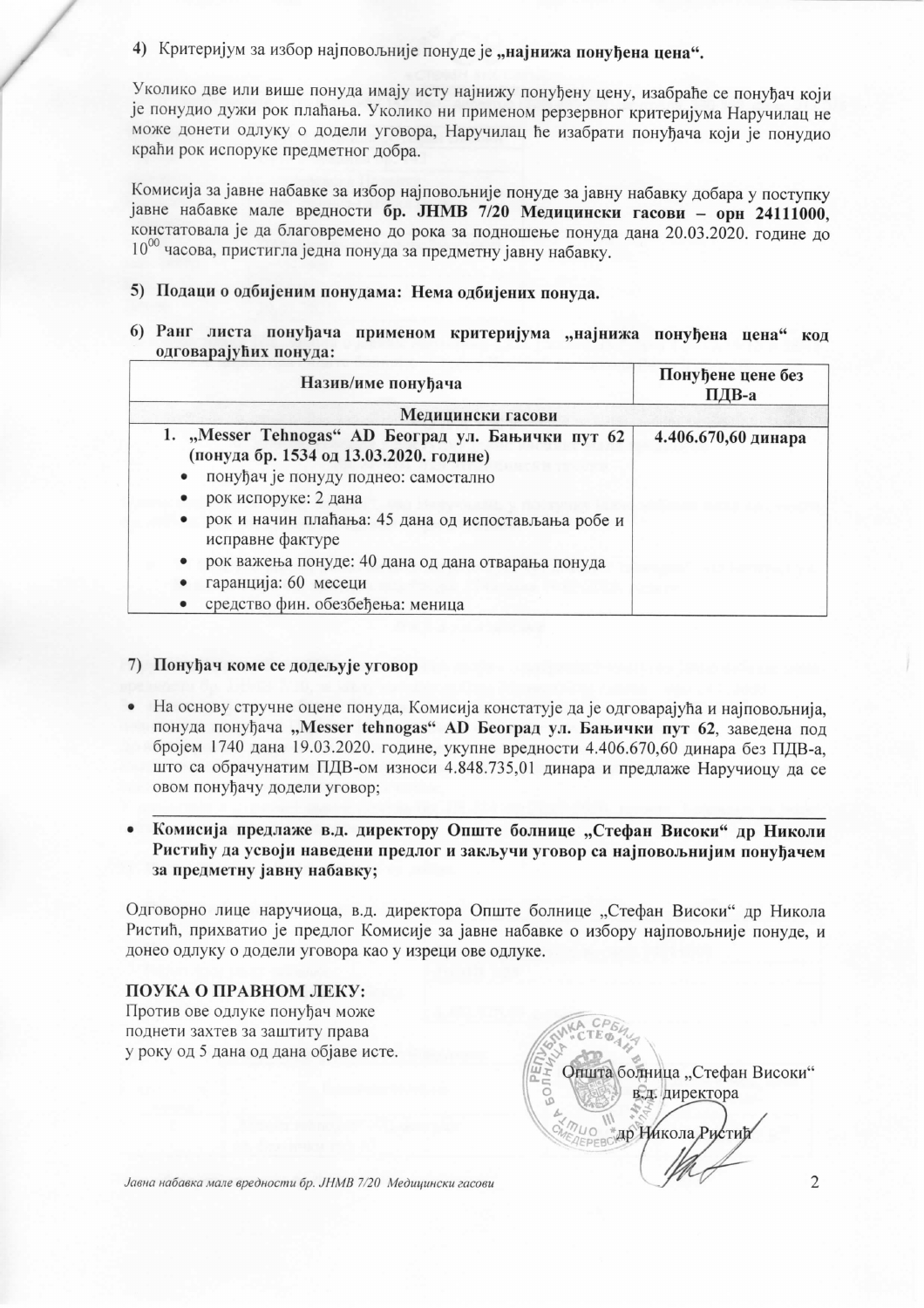4) Критеријум за избор најповољније понуде је **„најнижа понуђена цена“.**

Уколико две или више понуда имају исту најнижу понуђену цену, изабраће се понуђач који је понудио дужи рок плаћања. Уколико ни применом рерзервног критеријума Наручилац не може донети одлуку о додели уговора, Наручилац ће изабрати понуђача који је понудио краћи рок испоруке предметног добра.

Комисија за јавне набавке за избор најповољније понуде за јавну набавку добара у поступку јавне набавке мале вредности **бр. ЈНМВ 7/20 Медицински гасови – орн 24111000**, констатовала је да благовремено до рока за подношење понуда дана 20.03.2020. године до 10[00] часова, пристигла једна понуда за предметну јавну набавку.

5) **Подаци о одбијеним понудама: Нема одбијених понуда.**

6) **Ранг листа понуђача применом критеријума „најнижа понуђена цена“ код одговарајућих понуда:**

| Назив/име понуђача | Понуђене цене без ПДВ-а |
|---|---|
| **Медицински гасови** | |
| 1. **„Messer Tehnogas“ AD Београд ул. Бањички пут 62 (понуда бр. 1534 од 13.03.2020. године)**<br>• понуђач је понуду поднео: самостално<br>• рок испоруке: 2 дана<br>• рок и начин плаћања: 45 дана од испостављања робе и исправне фактуре<br>• рок важења понуде: 40 дана од дана отварања понуда<br>• гаранција: 60 месеци<br>• средство фин. обезбеђења: меница | **4.406.670,60 динара** |

7) **Понуђач коме се додељује уговор**

- На основу стручне оцене понуда, Комисија констатује да је одговарајућа и најповољнија, понуда понуђача **„Messer tehnogas“ AD Београд ул. Бањички пут 62**, заведена под бројем 1740 дана 19.03.2020. године, укупне вредности 4.406.670,60 динара без ПДВ-а, што са обрачунатим ПДВ-ом износи 4.848.735,01 динара и предлаже Наручиоцу да се овом понуђачу додели уговор;

- **Комисија предлаже в.д. директору Опште болнице „Стефан Високи“ др Николи Ристићу да усвоји наведени предлог и закључи уговор са најповољнијим понуђачем за предметну јавну набавку;**

Одговорно лице наручиоца, в.д. директора Опште болнице „Стефан Високи“ др Никола Ристић, прихватио је предлог Комисије за јавне набавке о избору најповољније понуде, и донео одлуку о додели уговора као у изреци ове одлуке.

**ПОУКА О ПРАВНОМ ЛЕКУ:**
Против ове одлуке понуђач може поднети захтев за заштиту права у року од 5 дана од дана објаве исте.

Општа болница „Стефан Високи“
в.д. директора
др Никола Ристић